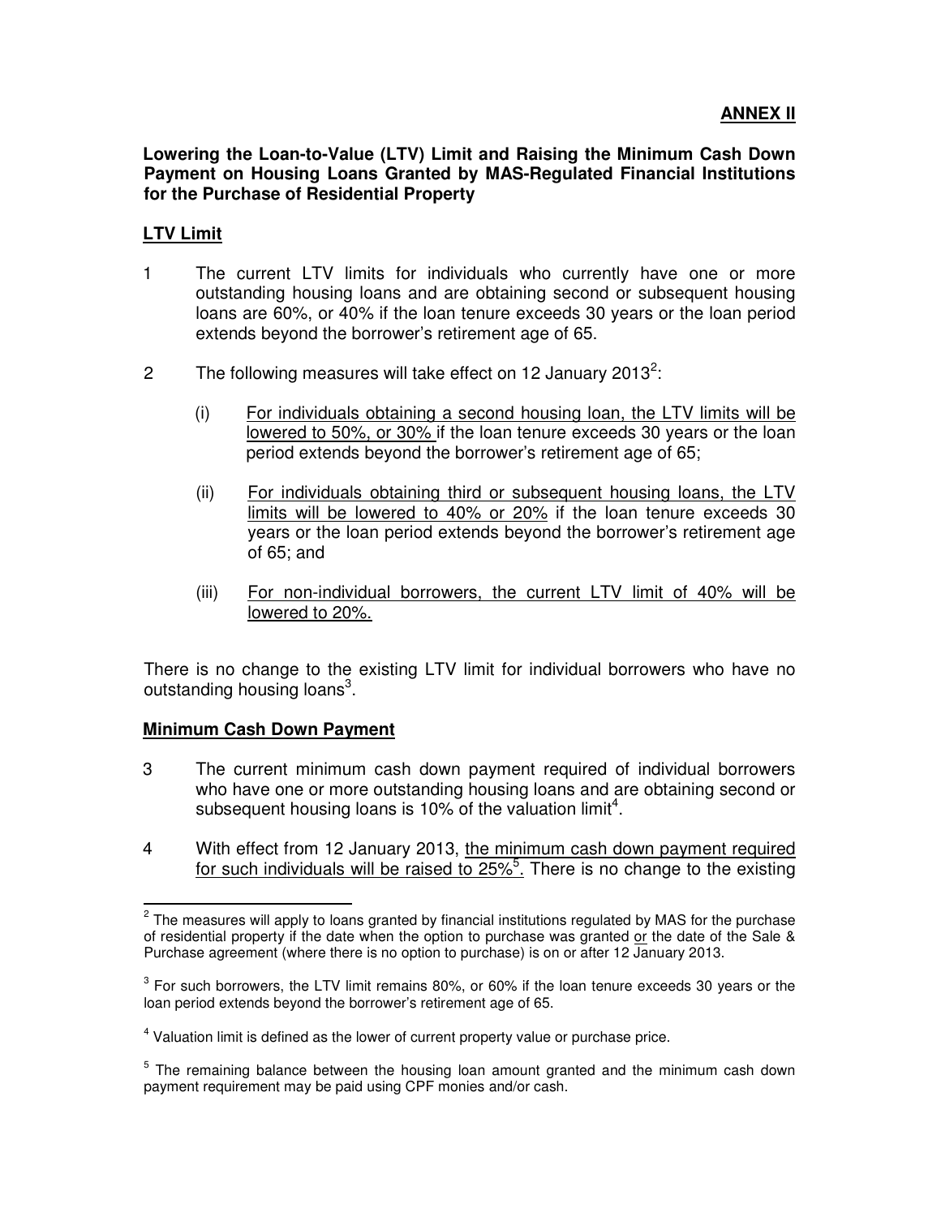**ANNEX II**

**Lowering the Loan-to-Value (LTV) Limit and Raising the Minimum Cash Down Payment on Housing Loans Granted by MAS-Regulated Financial Institutions for the Purchase of Residential Property**

**LTV Limit**

1 The current LTV limits for individuals who currently have one or more outstanding housing loans and are obtaining second or subsequent housing loans are 60%, or 40% if the loan tenure exceeds 30 years or the loan period extends beyond the borrower's retirement age of 65.

2 The following measures will take effect on 12 January 2013[2]:

(i) For individuals obtaining a second housing loan, the LTV limits will be lowered to 50%, or 30% if the loan tenure exceeds 30 years or the loan period extends beyond the borrower's retirement age of 65;

(ii) For individuals obtaining third or subsequent housing loans, the LTV limits will be lowered to 40% or 20% if the loan tenure exceeds 30 years or the loan period extends beyond the borrower's retirement age of 65; and

(iii) For non-individual borrowers, the current LTV limit of 40% will be lowered to 20%.

There is no change to the existing LTV limit for individual borrowers who have no outstanding housing loans[3].

**Minimum Cash Down Payment**

3 The current minimum cash down payment required of individual borrowers who have one or more outstanding housing loans and are obtaining second or subsequent housing loans is 10% of the valuation limit[4].

4 With effect from 12 January 2013, the minimum cash down payment required for such individuals will be raised to 25%[5]. There is no change to the existing

---

[2] The measures will apply to loans granted by financial institutions regulated by MAS for the purchase of residential property if the date when the option to purchase was granted or the date of the Sale & Purchase agreement (where there is no option to purchase) is on or after 12 January 2013.

[3] For such borrowers, the LTV limit remains 80%, or 60% if the loan tenure exceeds 30 years or the loan period extends beyond the borrower's retirement age of 65.

[4] Valuation limit is defined as the lower of current property value or purchase price.

[5] The remaining balance between the housing loan amount granted and the minimum cash down payment requirement may be paid using CPF monies and/or cash.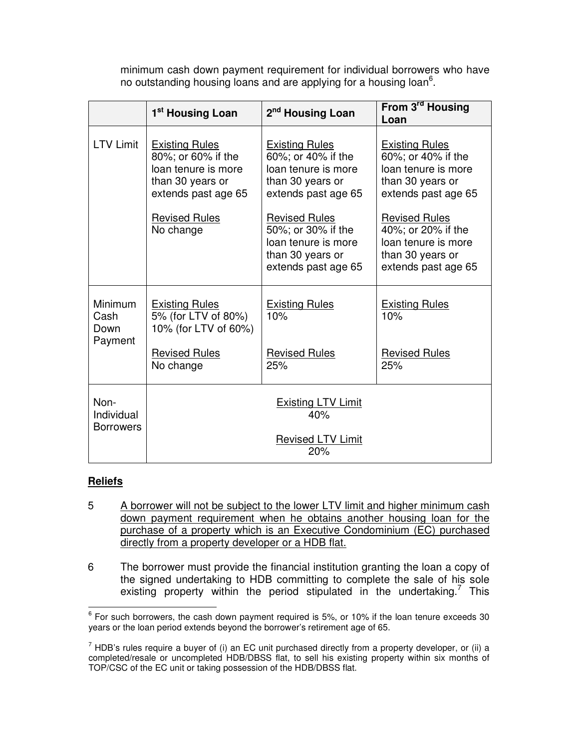minimum cash down payment requirement for individual borrowers who have no outstanding housing loans and are applying for a housing loan[6].

| | 1st Housing Loan | 2nd Housing Loan | From 3rd Housing Loan |
|---|---|---|---|
| LTV Limit | Existing Rules<br>80%; or 60% if the loan tenure is more than 30 years or extends past age 65<br><br>Revised Rules<br>No change | Existing Rules<br>60%; or 40% if the loan tenure is more than 30 years or extends past age 65<br><br>Revised Rules<br>50%; or 30% if the loan tenure is more than 30 years or extends past age 65 | Existing Rules<br>60%; or 40% if the loan tenure is more than 30 years or extends past age 65<br><br>Revised Rules<br>40%; or 20% if the loan tenure is more than 30 years or extends past age 65 |
| Minimum Cash Down Payment | Existing Rules<br>5% (for LTV of 80%)<br>10% (for LTV of 60%)<br><br>Revised Rules<br>No change | Existing Rules<br>10%<br><br>Revised Rules<br>25% | Existing Rules<br>10%<br><br>Revised Rules<br>25% |
| Non-Individual Borrowers | Existing LTV Limit<br>40%<br><br>Revised LTV Limit<br>20% | | |

**Reliefs**

5 A borrower will not be subject to the lower LTV limit and higher minimum cash down payment requirement when he obtains another housing loan for the purchase of a property which is an Executive Condominium (EC) purchased directly from a property developer or a HDB flat.

6 The borrower must provide the financial institution granting the loan a copy of the signed undertaking to HDB committing to complete the sale of his sole existing property within the period stipulated in the undertaking.[7] This

[6] For such borrowers, the cash down payment required is 5%, or 10% if the loan tenure exceeds 30 years or the loan period extends beyond the borrower's retirement age of 65.

[7] HDB's rules require a buyer of (i) an EC unit purchased directly from a property developer, or (ii) a completed/resale or uncompleted HDB/DBSS flat, to sell his existing property within six months of TOP/CSC of the EC unit or taking possession of the HDB/DBSS flat.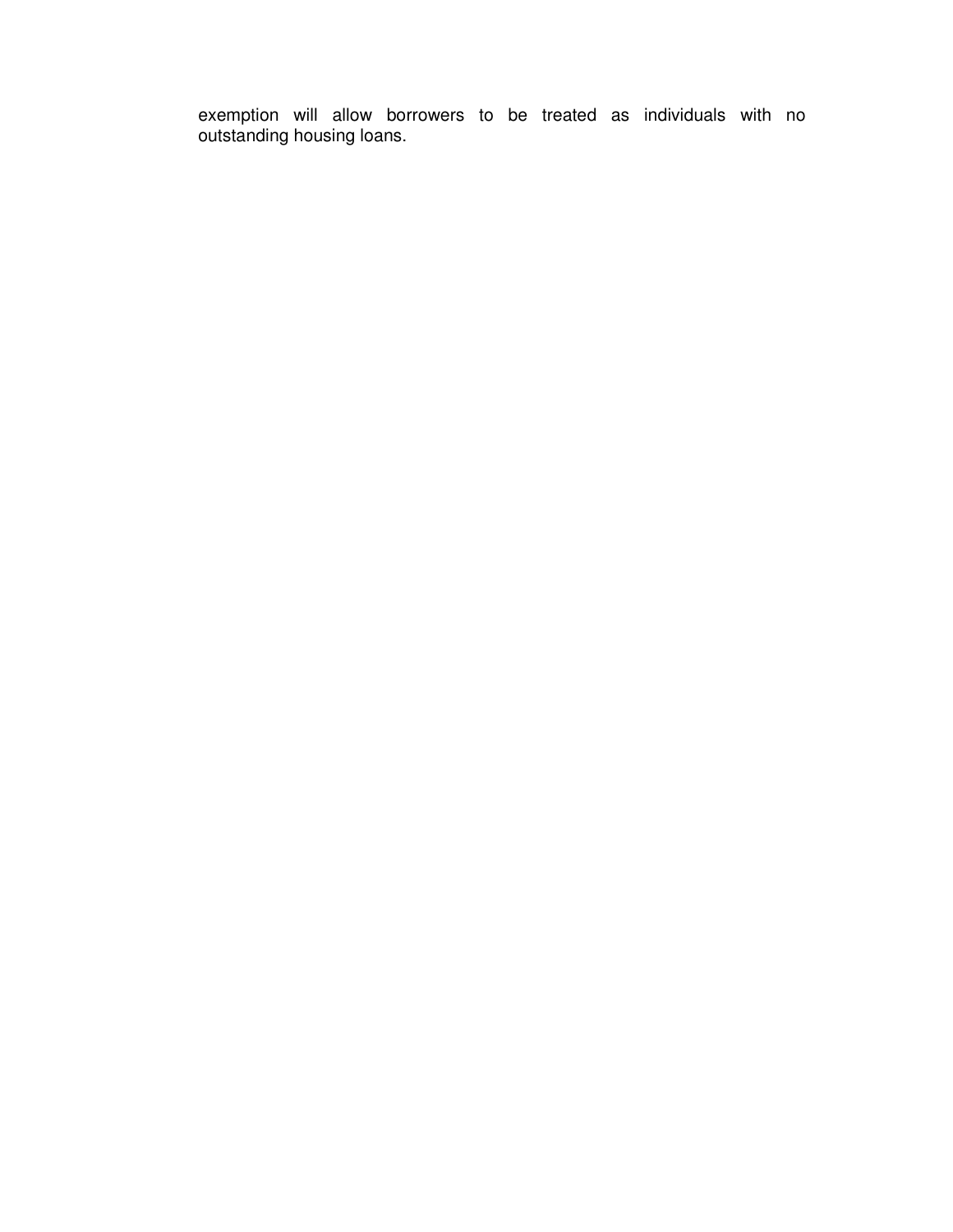exemption will allow borrowers to be treated as individuals with no outstanding housing loans.